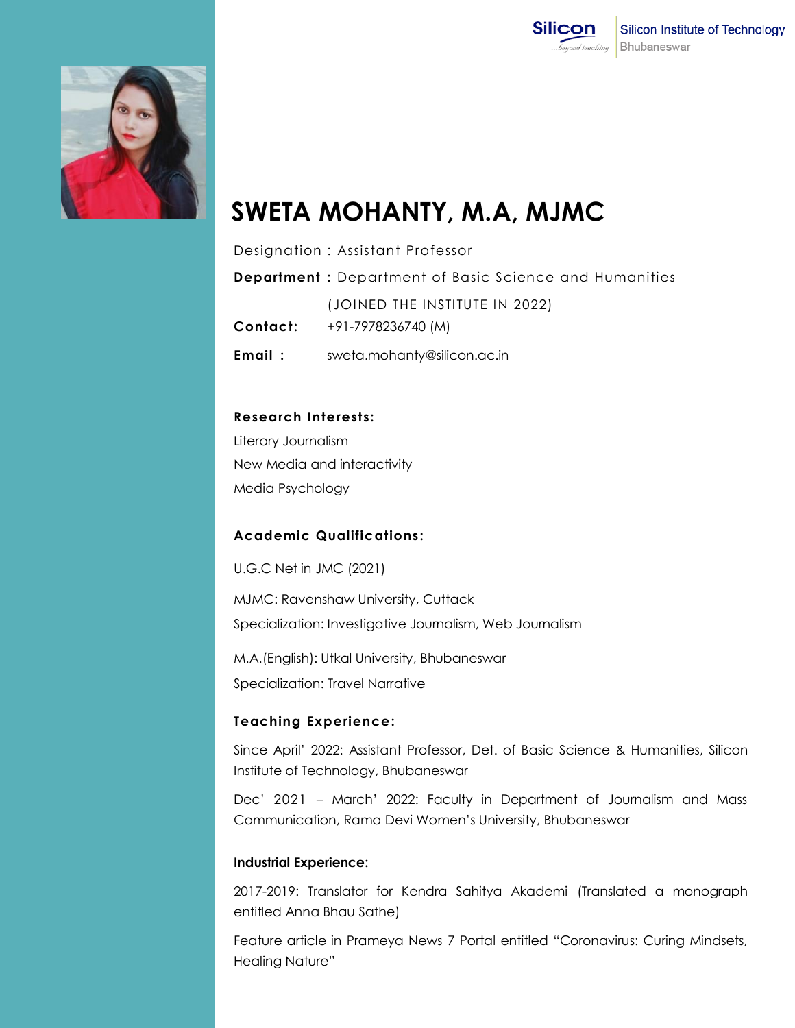Silicon Institute of Technology
Bhubaneswar

# SWETA MOHANTY, M.A, MJMC

Designation : Assistant Professor

**Department :** Department of Basic Science and Humanities

(JOINED THE INSTITUTE IN 2022)

**Contact:** +91-7978236740 (M)

**Email :** sweta.mohanty@silicon.ac.in

### Research Interests:

Literary Journalism

New Media and interactivity

Media Psychology

### Academic Qualifications:

U.G.C Net in JMC (2021)

MJMC: Ravenshaw University, Cuttack

Specialization: Investigative Journalism, Web Journalism

M.A.(English): Utkal University, Bhubaneswar

Specialization: Travel Narrative

### Teaching Experience:

Since April' 2022: Assistant Professor, Det. of Basic Science & Humanities, Silicon Institute of Technology, Bhubaneswar

Dec' 2021 – March' 2022: Faculty in Department of Journalism and Mass Communication, Rama Devi Women's University, Bhubaneswar

### Industrial Experience:

2017-2019: Translator for Kendra Sahitya Akademi (Translated a monograph entitled Anna Bhau Sathe)

Feature article in Prameya News 7 Portal entitled "Coronavirus: Curing Mindsets, Healing Nature"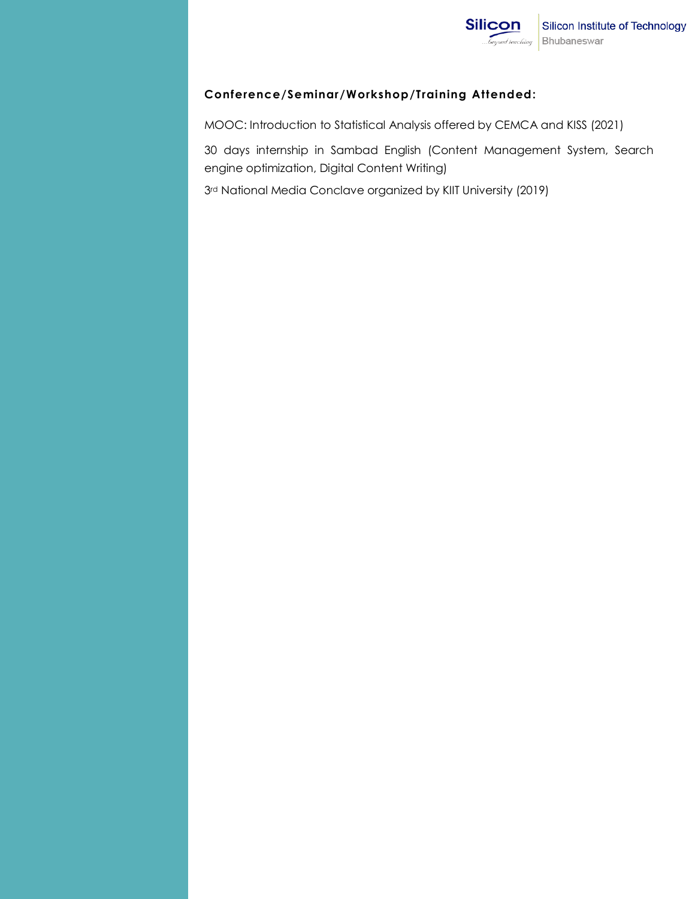**Conference/Seminar/Workshop/Training Attended:**

MOOC: Introduction to Statistical Analysis offered by CEMCA and KISS (2021)

30 days internship in Sambad English (Content Management System, Search engine optimization, Digital Content Writing)

3rd National Media Conclave organized by KIIT University (2019)